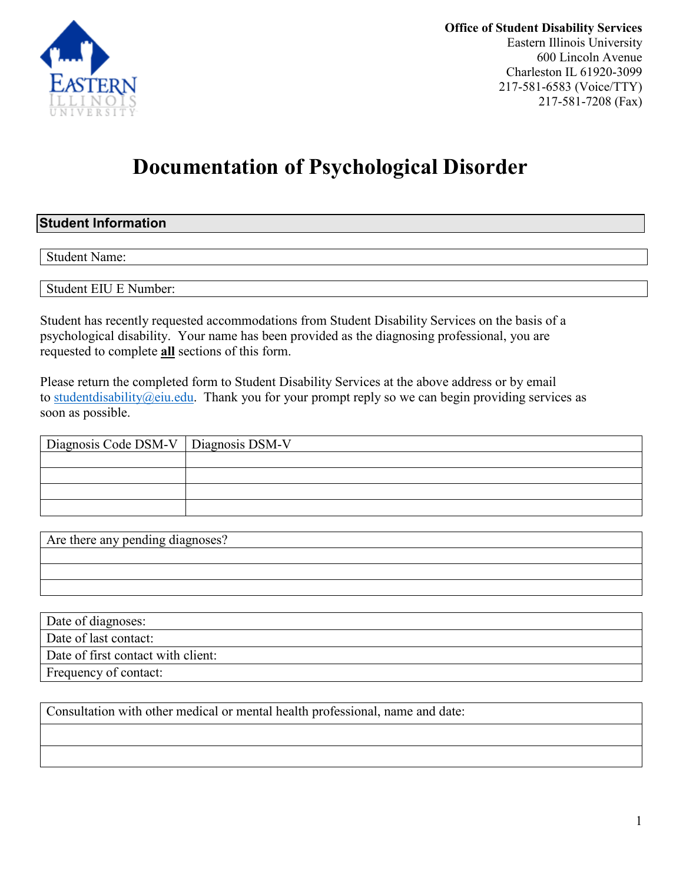**Office of Student Disability Services**
Eastern Illinois University
600 Lincoln Avenue
Charleston IL 61920-3099
217-581-6583 (Voice/TTY)
217-581-7208 (Fax)

# Documentation of Psychological Disorder

## Student Information

| Student Name: |
|---|

| Student EIU E Number: |
|---|

Student has recently requested accommodations from Student Disability Services on the basis of a psychological disability. Your name has been provided as the diagnosing professional, you are requested to complete **all** sections of this form.

Please return the completed form to Student Disability Services at the above address or by email to studentdisability@eiu.edu. Thank you for your prompt reply so we can begin providing services as soon as possible.

| Diagnosis Code DSM-V | Diagnosis DSM-V |
|---|---|
| | |
| | |
| | |
| | |

| Are there any pending diagnoses? |
|---|
| |
| |
| |

| Date of diagnoses: |
|---|
| Date of last contact: |
| Date of first contact with client: |
| Frequency of contact: |

| Consultation with other medical or mental health professional, name and date: |
|---|
| |
| |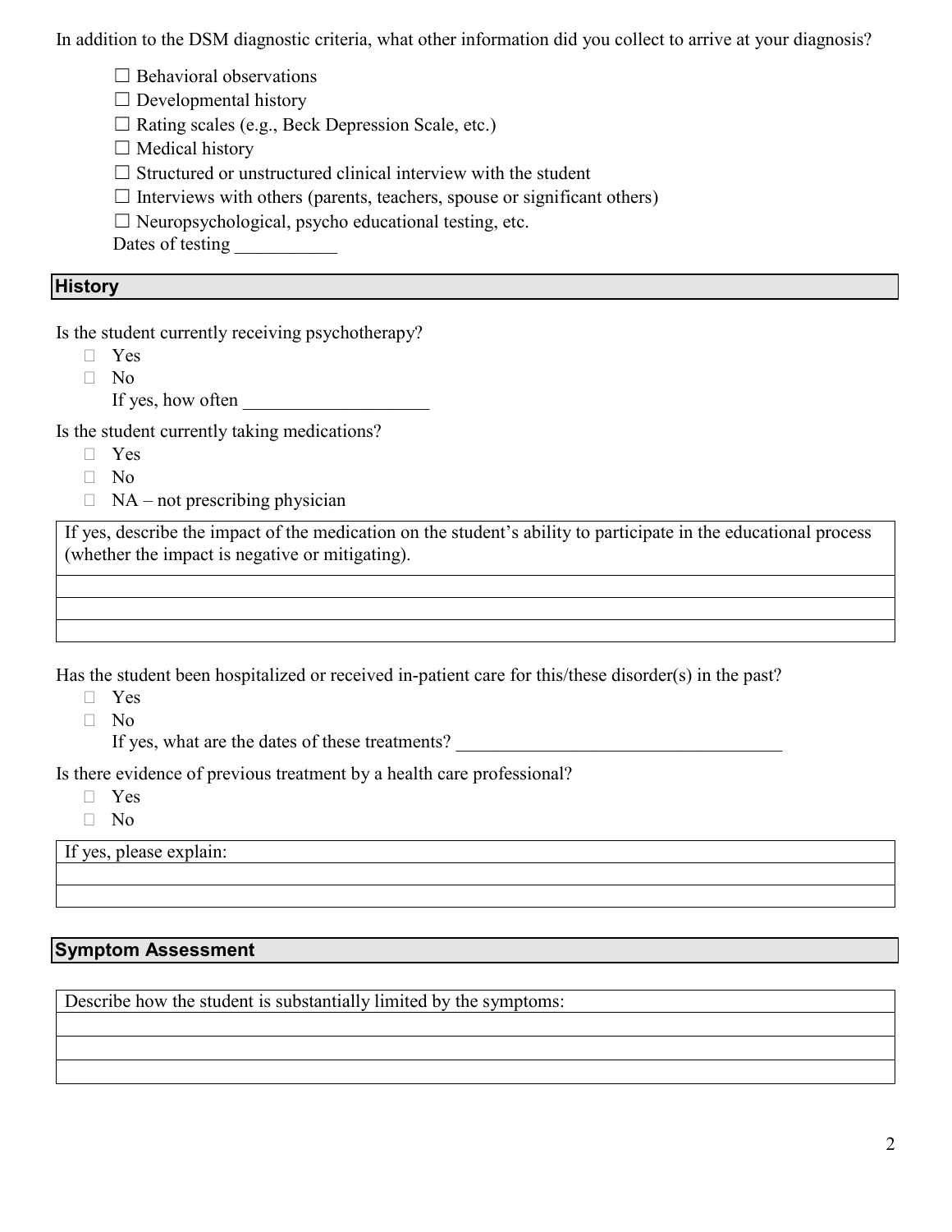In addition to the DSM diagnostic criteria, what other information did you collect to arrive at your diagnosis?

- ☐ Behavioral observations
- ☐ Developmental history
- ☐ Rating scales (e.g., Beck Depression Scale, etc.)
- ☐ Medical history
- ☐ Structured or unstructured clinical interview with the student
- ☐ Interviews with others (parents, teachers, spouse or significant others)
- ☐ Neuropsychological, psycho educational testing, etc.

Dates of testing ___________

## History

Is the student currently receiving psychotherapy?

- ☐ Yes
- ☐ No

If yes, how often ____________________

Is the student currently taking medications?

- ☐ Yes
- ☐ No
- ☐ NA – not prescribing physician

| If yes, describe the impact of the medication on the student's ability to participate in the educational process (whether the impact is negative or mitigating). |
|---|
| |
| |
| |

Has the student been hospitalized or received in-patient care for this/these disorder(s) in the past?

- ☐ Yes
- ☐ No

If yes, what are the dates of these treatments? ___________________________________

Is there evidence of previous treatment by a health care professional?

- ☐ Yes
- ☐ No

| If yes, please explain: |
|---|
| |
| |

## Symptom Assessment

| Describe how the student is substantially limited by the symptoms: |
|---|
| |
| |
| |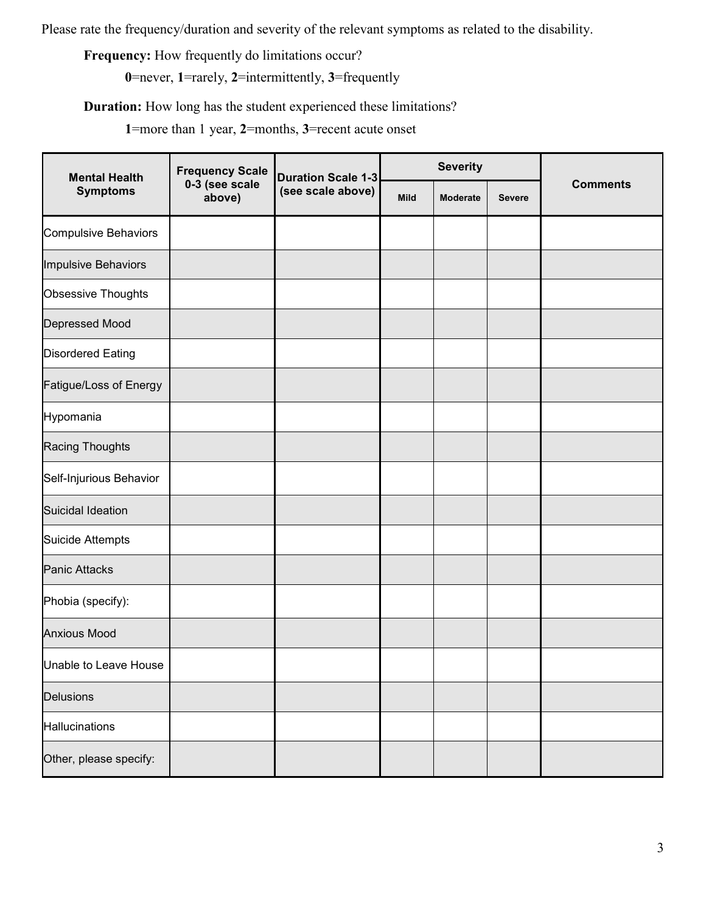Please rate the frequency/duration and severity of the relevant symptoms as related to the disability.

**Frequency:** How frequently do limitations occur?

**0**=never, **1**=rarely, **2**=intermittently, **3**=frequently

**Duration:** How long has the student experienced these limitations?

**1**=more than 1 year, **2**=months, **3**=recent acute onset

| Mental Health Symptoms | Frequency Scale 0-3 (see scale above) | Duration Scale 1-3 (see scale above) | Severity | | | Comments |
|---|---|---|---|---|---|---|
| | | | Mild | Moderate | Severe | |
| Compulsive Behaviors | | | | | | |
| Impulsive Behaviors | | | | | | |
| Obsessive Thoughts | | | | | | |
| Depressed Mood | | | | | | |
| Disordered Eating | | | | | | |
| Fatigue/Loss of Energy | | | | | | |
| Hypomania | | | | | | |
| Racing Thoughts | | | | | | |
| Self-Injurious Behavior | | | | | | |
| Suicidal Ideation | | | | | | |
| Suicide Attempts | | | | | | |
| Panic Attacks | | | | | | |
| Phobia (specify): | | | | | | |
| Anxious Mood | | | | | | |
| Unable to Leave House | | | | | | |
| Delusions | | | | | | |
| Hallucinations | | | | | | |
| Other, please specify: | | | | | | |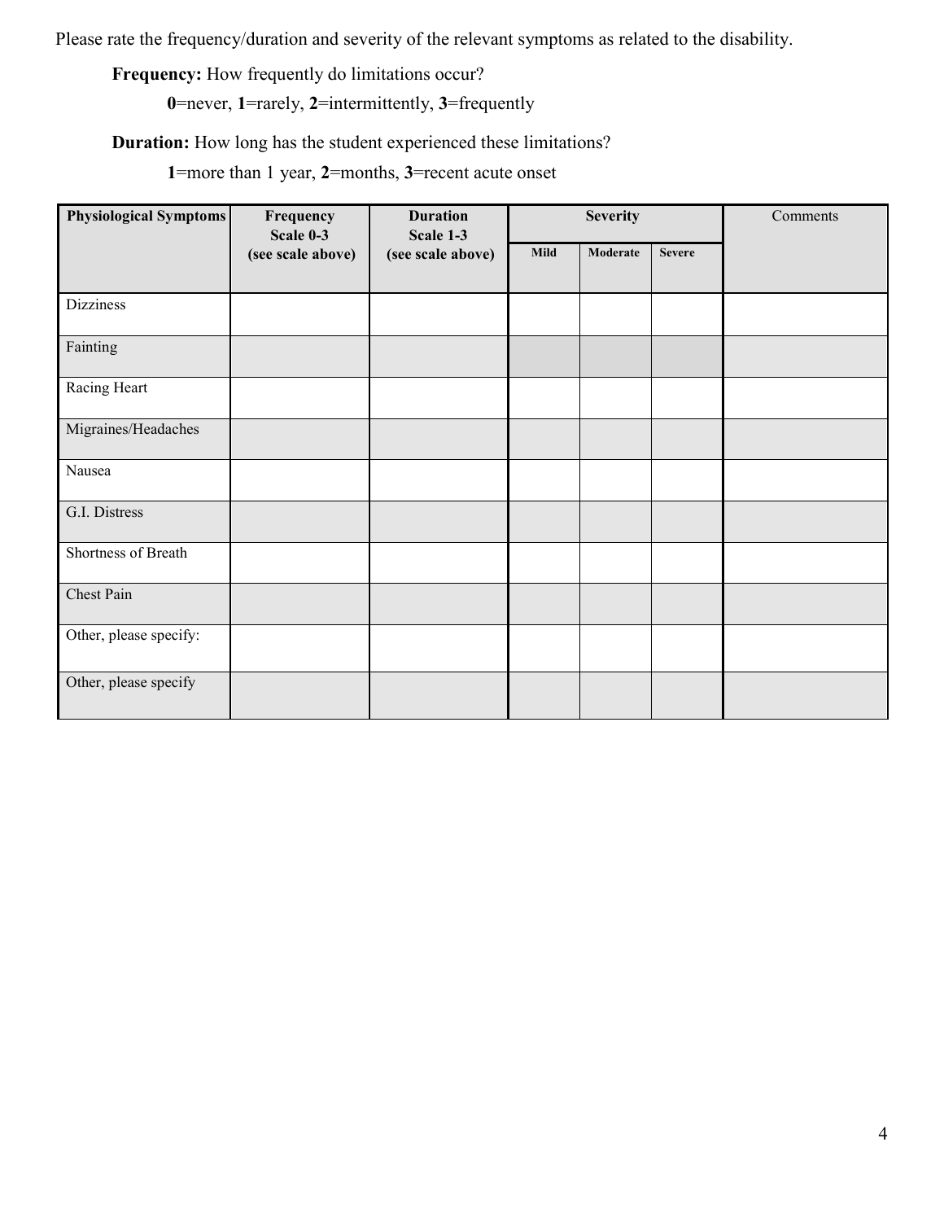Please rate the frequency/duration and severity of the relevant symptoms as related to the disability.

**Frequency:** How frequently do limitations occur?

**0**=never, **1**=rarely, **2**=intermittently, **3**=frequently

**Duration:** How long has the student experienced these limitations?

**1**=more than 1 year, **2**=months, **3**=recent acute onset

| **Physiological Symptoms** | **Frequency Scale 0-3 (see scale above)** | **Duration Scale 1-3 (see scale above)** | **Severity** | | | Comments |
|---|---|---|---|---|---|---|
| | | | **Mild** | **Moderate** | **Severe** | |
| Dizziness | | | | | | |
| Fainting | | | | | | |
| Racing Heart | | | | | | |
| Migraines/Headaches | | | | | | |
| Nausea | | | | | | |
| G.I. Distress | | | | | | |
| Shortness of Breath | | | | | | |
| Chest Pain | | | | | | |
| Other, please specify: | | | | | | |
| Other, please specify | | | | | | |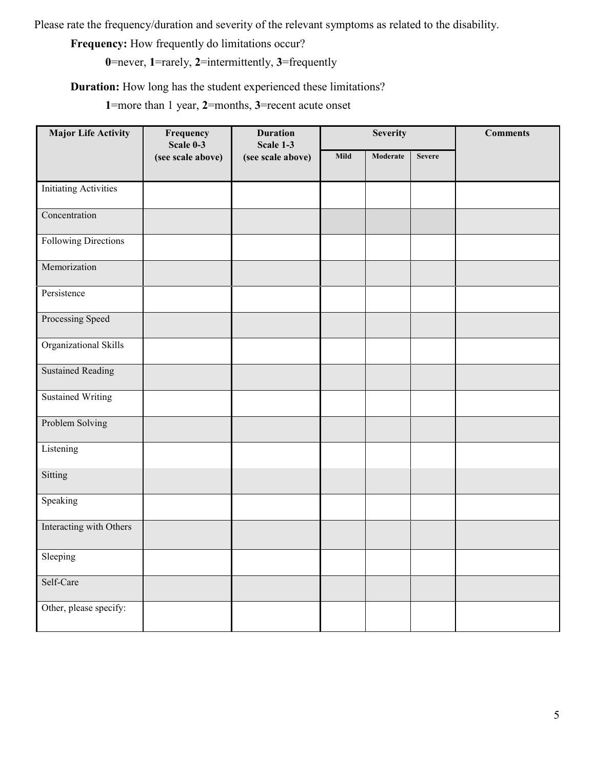Please rate the frequency/duration and severity of the relevant symptoms as related to the disability.

**Frequency:** How frequently do limitations occur?

**0**=never, **1**=rarely, **2**=intermittently, **3**=frequently

**Duration:** How long has the student experienced these limitations?

**1**=more than 1 year, **2**=months, **3**=recent acute onset

| Major Life Activity | Frequency Scale 0-3 (see scale above) | Duration Scale 1-3 (see scale above) | Severity | | | Comments |
|---|---|---|---|---|---|---|
| | | | Mild | Moderate | Severe | |
| Initiating Activities | | | | | | |
| Concentration | | | | | | |
| Following Directions | | | | | | |
| Memorization | | | | | | |
| Persistence | | | | | | |
| Processing Speed | | | | | | |
| Organizational Skills | | | | | | |
| Sustained Reading | | | | | | |
| Sustained Writing | | | | | | |
| Problem Solving | | | | | | |
| Listening | | | | | | |
| Sitting | | | | | | |
| Speaking | | | | | | |
| Interacting with Others | | | | | | |
| Sleeping | | | | | | |
| Self-Care | | | | | | |
| Other, please specify: | | | | | | |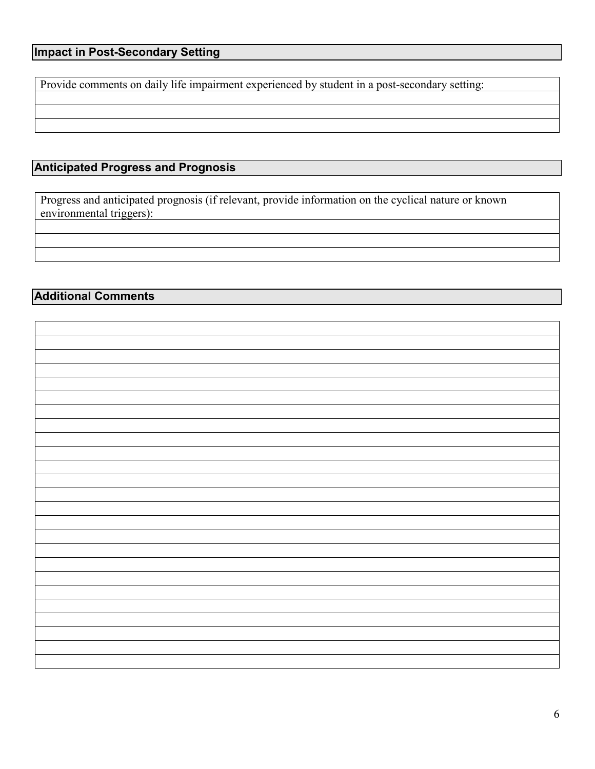## Impact in Post-Secondary Setting

| Provide comments on daily life impairment experienced by student in a post-secondary setting: |
| --- |
| |
| |
| |

## Anticipated Progress and Prognosis

| Progress and anticipated prognosis (if relevant, provide information on the cyclical nature or known environmental triggers): |
| --- |
| |
| |
| |

## Additional Comments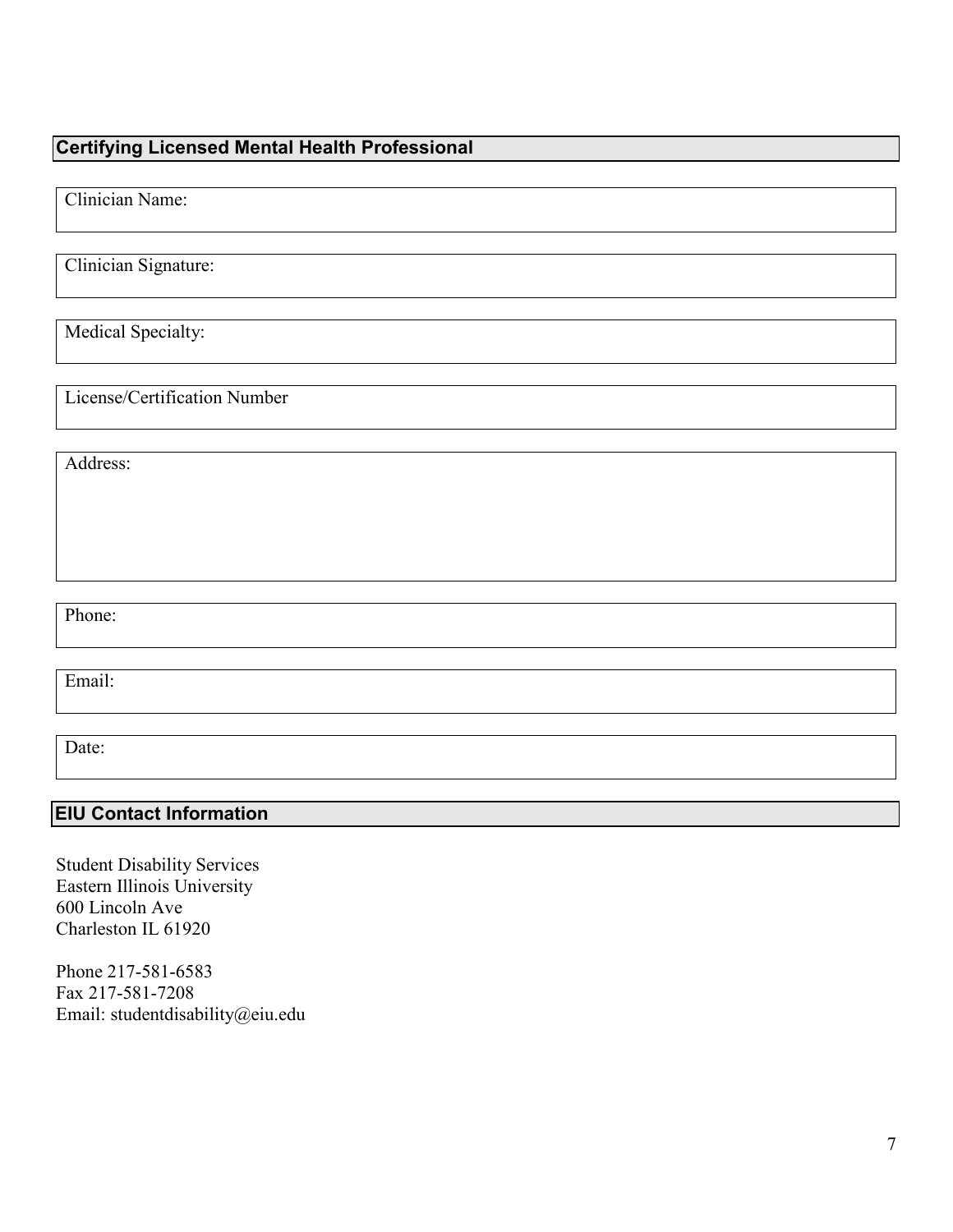## Certifying Licensed Mental Health Professional

Clinician Name:

Clinician Signature:

Medical Specialty:

License/Certification Number

Address:

Phone:

Email:

Date:

## EIU Contact Information

Student Disability Services
Eastern Illinois University
600 Lincoln Ave
Charleston IL 61920

Phone 217-581-6583
Fax 217-581-7208
Email: studentdisability@eiu.edu